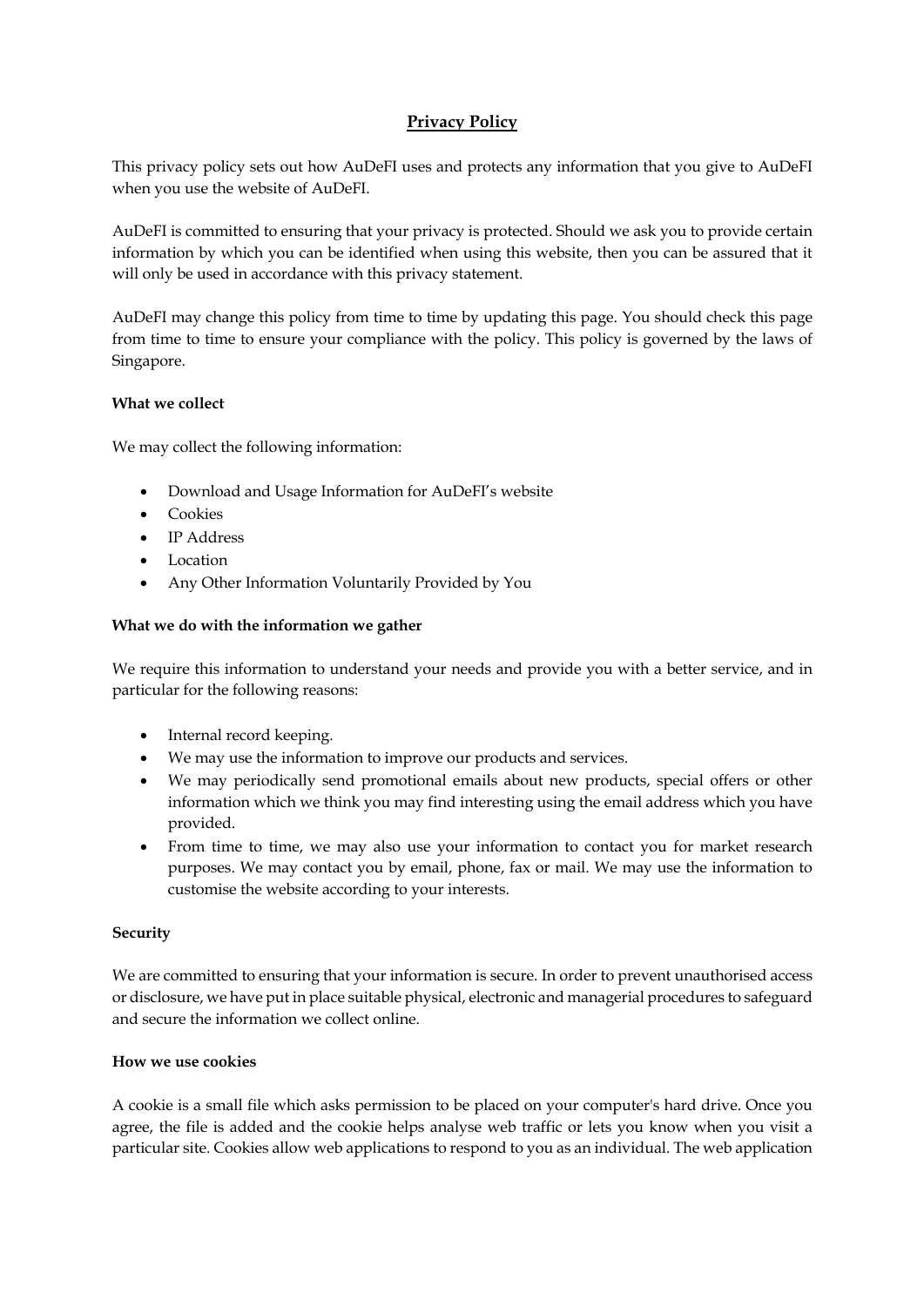# Privacy Policy

This privacy policy sets out how AuDeFI uses and protects any information that you give to AuDeFI when you use the website of AuDeFI.

AuDeFI is committed to ensuring that your privacy is protected. Should we ask you to provide certain information by which you can be identified when using this website, then you can be assured that it will only be used in accordance with this privacy statement.

AuDeFI may change this policy from time to time by updating this page. You should check this page from time to time to ensure your compliance with the policy. This policy is governed by the laws of Singapore.

**What we collect**

We may collect the following information:

- Download and Usage Information for AuDeFI's website
- Cookies
- IP Address
- Location
- Any Other Information Voluntarily Provided by You

**What we do with the information we gather**

We require this information to understand your needs and provide you with a better service, and in particular for the following reasons:

- Internal record keeping.
- We may use the information to improve our products and services.
- We may periodically send promotional emails about new products, special offers or other information which we think you may find interesting using the email address which you have provided.
- From time to time, we may also use your information to contact you for market research purposes. We may contact you by email, phone, fax or mail. We may use the information to customise the website according to your interests.

**Security**

We are committed to ensuring that your information is secure. In order to prevent unauthorised access or disclosure, we have put in place suitable physical, electronic and managerial procedures to safeguard and secure the information we collect online.

**How we use cookies**

A cookie is a small file which asks permission to be placed on your computer's hard drive. Once you agree, the file is added and the cookie helps analyse web traffic or lets you know when you visit a particular site. Cookies allow web applications to respond to you as an individual. The web application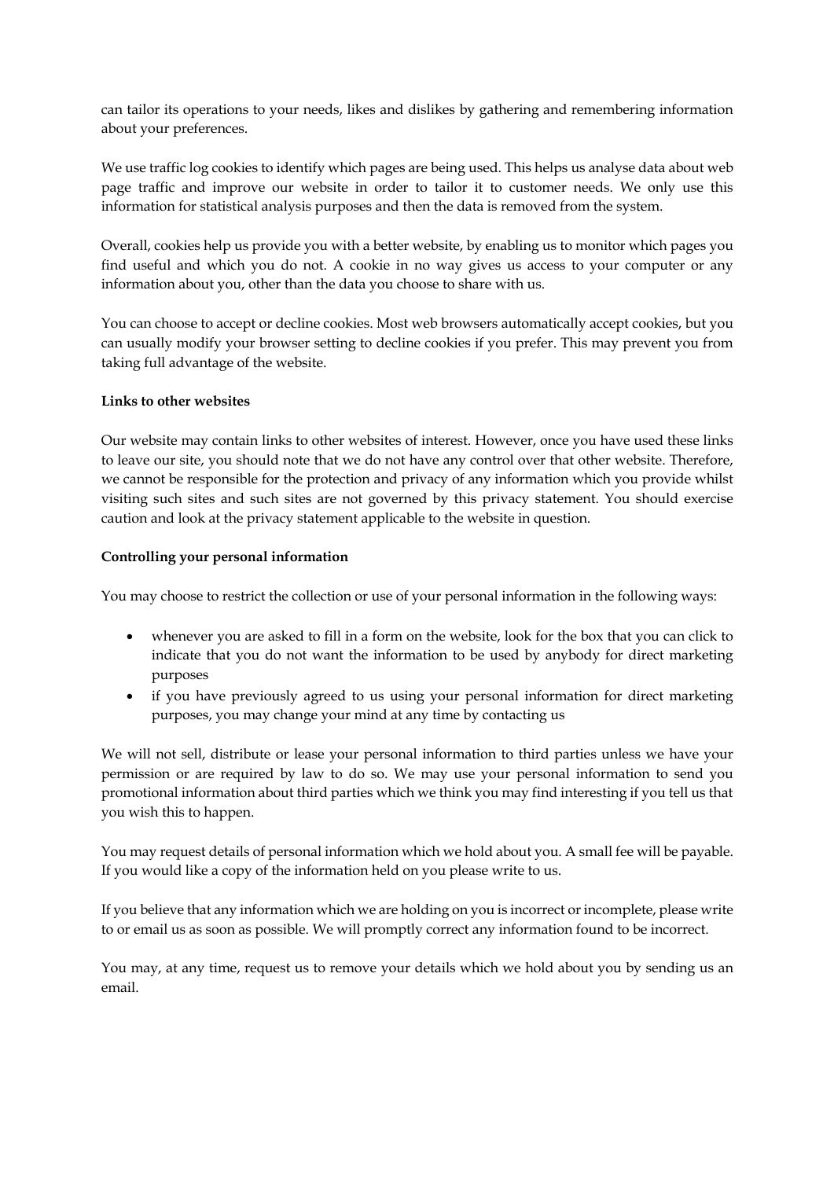can tailor its operations to your needs, likes and dislikes by gathering and remembering information about your preferences.

We use traffic log cookies to identify which pages are being used. This helps us analyse data about web page traffic and improve our website in order to tailor it to customer needs. We only use this information for statistical analysis purposes and then the data is removed from the system.

Overall, cookies help us provide you with a better website, by enabling us to monitor which pages you find useful and which you do not. A cookie in no way gives us access to your computer or any information about you, other than the data you choose to share with us.

You can choose to accept or decline cookies. Most web browsers automatically accept cookies, but you can usually modify your browser setting to decline cookies if you prefer. This may prevent you from taking full advantage of the website.

**Links to other websites**

Our website may contain links to other websites of interest. However, once you have used these links to leave our site, you should note that we do not have any control over that other website. Therefore, we cannot be responsible for the protection and privacy of any information which you provide whilst visiting such sites and such sites are not governed by this privacy statement. You should exercise caution and look at the privacy statement applicable to the website in question.

**Controlling your personal information**

You may choose to restrict the collection or use of your personal information in the following ways:

- whenever you are asked to fill in a form on the website, look for the box that you can click to indicate that you do not want the information to be used by anybody for direct marketing purposes
- if you have previously agreed to us using your personal information for direct marketing purposes, you may change your mind at any time by contacting us

We will not sell, distribute or lease your personal information to third parties unless we have your permission or are required by law to do so. We may use your personal information to send you promotional information about third parties which we think you may find interesting if you tell us that you wish this to happen.

You may request details of personal information which we hold about you. A small fee will be payable. If you would like a copy of the information held on you please write to us.

If you believe that any information which we are holding on you is incorrect or incomplete, please write to or email us as soon as possible. We will promptly correct any information found to be incorrect.

You may, at any time, request us to remove your details which we hold about you by sending us an email.